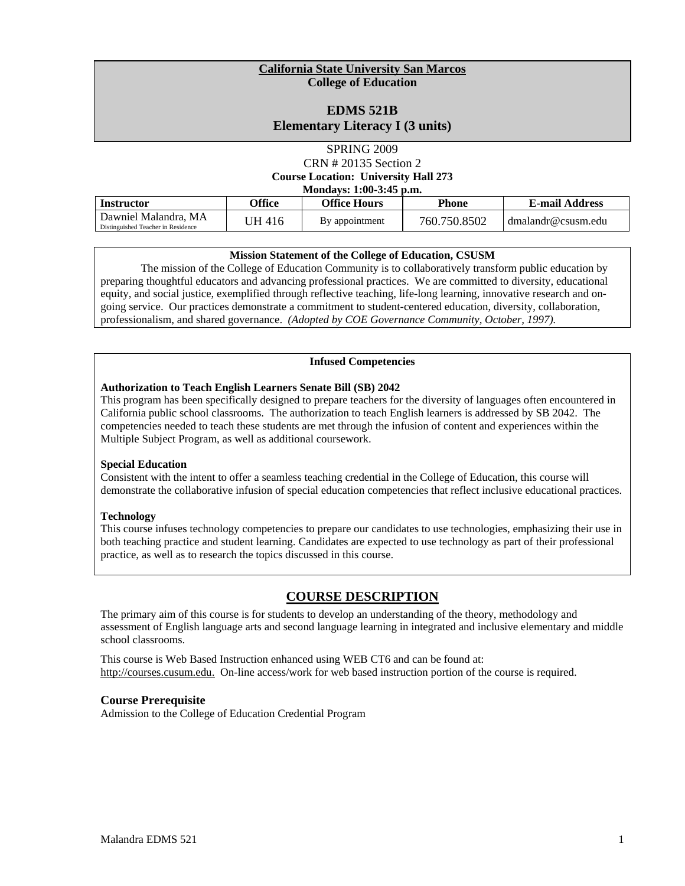**California State University San Marcos**
**College of Education**

# EDMS 521B
# Elementary Literacy I (3 units)

SPRING 2009
CRN # 20135 Section 2
**Course Location: University Hall 273**
**Mondays: 1:00-3:45 p.m.**

| Instructor | Office | Office Hours | Phone | E-mail Address |
|---|---|---|---|---|
| Dawniel Malandra, MA Distinguished Teacher in Residence | UH 416 | By appointment | 760.750.8502 | dmalandr@csusm.edu |

**Mission Statement of the College of Education, CSUSM**

The mission of the College of Education Community is to collaboratively transform public education by preparing thoughtful educators and advancing professional practices. We are committed to diversity, educational equity, and social justice, exemplified through reflective teaching, life-long learning, innovative research and on-going service. Our practices demonstrate a commitment to student-centered education, diversity, collaboration, professionalism, and shared governance. *(Adopted by COE Governance Community, October, 1997).*

**Infused Competencies**

**Authorization to Teach English Learners Senate Bill (SB) 2042**
This program has been specifically designed to prepare teachers for the diversity of languages often encountered in California public school classrooms. The authorization to teach English learners is addressed by SB 2042. The competencies needed to teach these students are met through the infusion of content and experiences within the Multiple Subject Program, as well as additional coursework.

**Special Education**
Consistent with the intent to offer a seamless teaching credential in the College of Education, this course will demonstrate the collaborative infusion of special education competencies that reflect inclusive educational practices.

**Technology**
This course infuses technology competencies to prepare our candidates to use technologies, emphasizing their use in both teaching practice and student learning. Candidates are expected to use technology as part of their professional practice, as well as to research the topics discussed in this course.

## COURSE DESCRIPTION

The primary aim of this course is for students to develop an understanding of the theory, methodology and assessment of English language arts and second language learning in integrated and inclusive elementary and middle school classrooms.

This course is Web Based Instruction enhanced using WEB CT6 and can be found at: http://courses.cusum.edu. On-line access/work for web based instruction portion of the course is required.

### Course Prerequisite
Admission to the College of Education Credential Program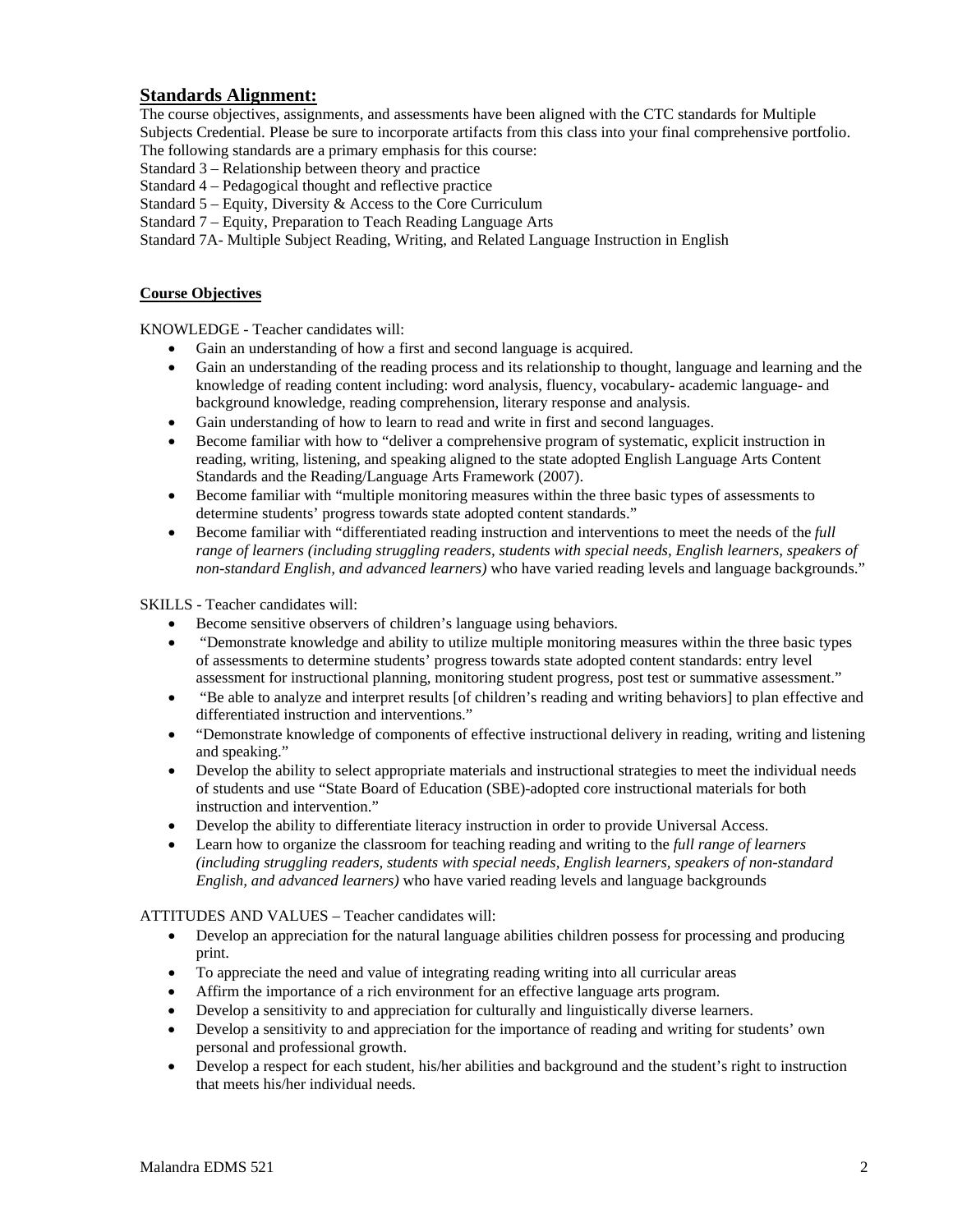## Standards Alignment:

The course objectives, assignments, and assessments have been aligned with the CTC standards for Multiple Subjects Credential. Please be sure to incorporate artifacts from this class into your final comprehensive portfolio. The following standards are a primary emphasis for this course:

Standard 3 – Relationship between theory and practice
Standard 4 – Pedagogical thought and reflective practice
Standard 5 – Equity, Diversity & Access to the Core Curriculum
Standard 7 – Equity, Preparation to Teach Reading Language Arts
Standard 7A- Multiple Subject Reading, Writing, and Related Language Instruction in English

**Course Objectives**

KNOWLEDGE - Teacher candidates will:

- Gain an understanding of how a first and second language is acquired.
- Gain an understanding of the reading process and its relationship to thought, language and learning and the knowledge of reading content including: word analysis, fluency, vocabulary- academic language- and background knowledge, reading comprehension, literary response and analysis.
- Gain understanding of how to learn to read and write in first and second languages.
- Become familiar with how to "deliver a comprehensive program of systematic, explicit instruction in reading, writing, listening, and speaking aligned to the state adopted English Language Arts Content Standards and the Reading/Language Arts Framework (2007).
- Become familiar with "multiple monitoring measures within the three basic types of assessments to determine students' progress towards state adopted content standards."
- Become familiar with "differentiated reading instruction and interventions to meet the needs of the *full range of learners (including struggling readers, students with special needs, English learners, speakers of non-standard English, and advanced learners)* who have varied reading levels and language backgrounds."

SKILLS - Teacher candidates will:

- Become sensitive observers of children's language using behaviors.
- "Demonstrate knowledge and ability to utilize multiple monitoring measures within the three basic types of assessments to determine students' progress towards state adopted content standards: entry level assessment for instructional planning, monitoring student progress, post test or summative assessment."
- "Be able to analyze and interpret results [of children's reading and writing behaviors] to plan effective and differentiated instruction and interventions."
- "Demonstrate knowledge of components of effective instructional delivery in reading, writing and listening and speaking."
- Develop the ability to select appropriate materials and instructional strategies to meet the individual needs of students and use "State Board of Education (SBE)-adopted core instructional materials for both instruction and intervention."
- Develop the ability to differentiate literacy instruction in order to provide Universal Access.
- Learn how to organize the classroom for teaching reading and writing to the *full range of learners (including struggling readers, students with special needs, English learners, speakers of non-standard English, and advanced learners)* who have varied reading levels and language backgrounds

ATTITUDES AND VALUES – Teacher candidates will:

- Develop an appreciation for the natural language abilities children possess for processing and producing print.
- To appreciate the need and value of integrating reading writing into all curricular areas
- Affirm the importance of a rich environment for an effective language arts program.
- Develop a sensitivity to and appreciation for culturally and linguistically diverse learners.
- Develop a sensitivity to and appreciation for the importance of reading and writing for students' own personal and professional growth.
- Develop a respect for each student, his/her abilities and background and the student's right to instruction that meets his/her individual needs.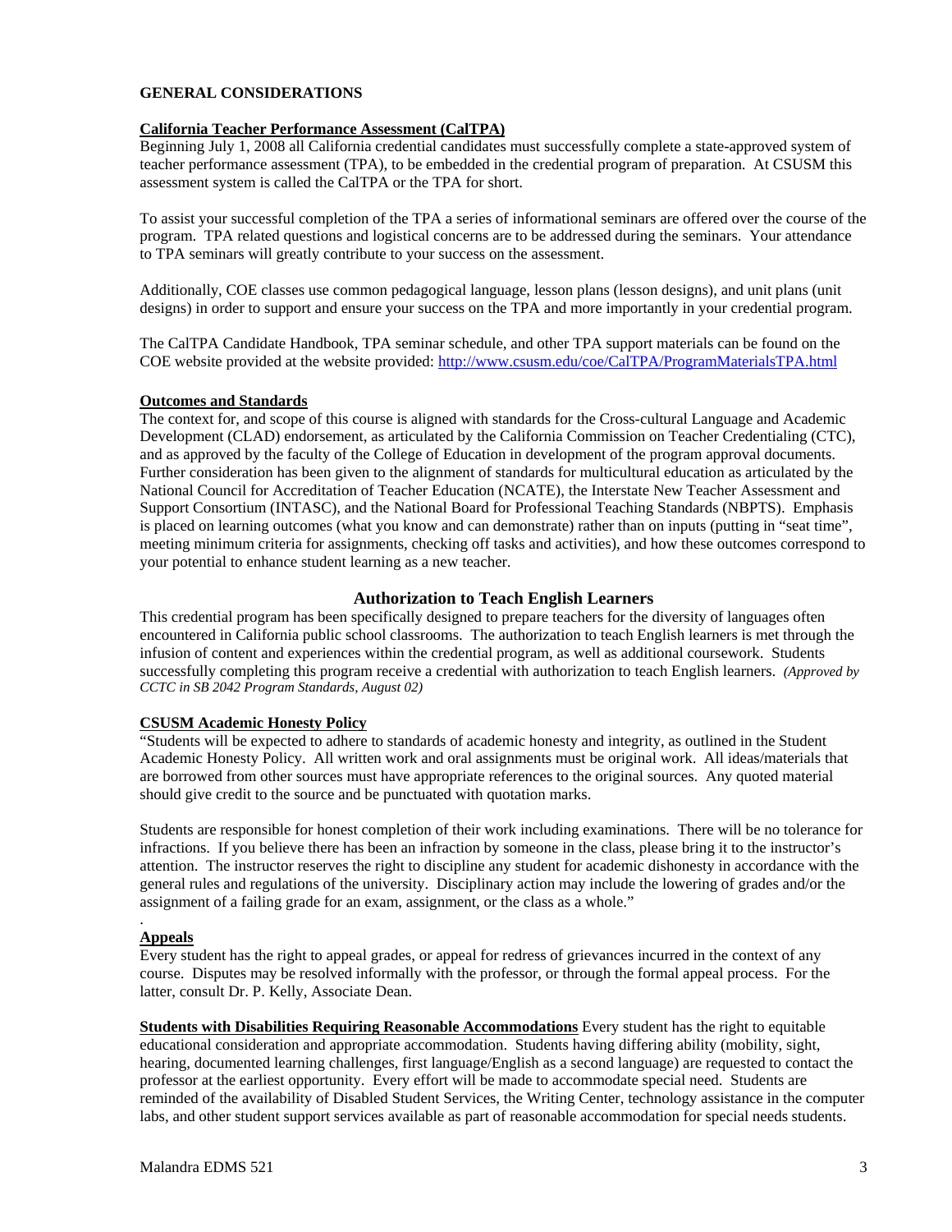**GENERAL CONSIDERATIONS**

**California Teacher Performance Assessment (CalTPA)**

Beginning July 1, 2008 all California credential candidates must successfully complete a state-approved system of teacher performance assessment (TPA), to be embedded in the credential program of preparation. At CSUSM this assessment system is called the CalTPA or the TPA for short.

To assist your successful completion of the TPA a series of informational seminars are offered over the course of the program. TPA related questions and logistical concerns are to be addressed during the seminars. Your attendance to TPA seminars will greatly contribute to your success on the assessment.

Additionally, COE classes use common pedagogical language, lesson plans (lesson designs), and unit plans (unit designs) in order to support and ensure your success on the TPA and more importantly in your credential program.

The CalTPA Candidate Handbook, TPA seminar schedule, and other TPA support materials can be found on the COE website provided at the website provided: http://www.csusm.edu/coe/CalTPA/ProgramMaterialsTPA.html

**Outcomes and Standards**

The context for, and scope of this course is aligned with standards for the Cross-cultural Language and Academic Development (CLAD) endorsement, as articulated by the California Commission on Teacher Credentialing (CTC), and as approved by the faculty of the College of Education in development of the program approval documents. Further consideration has been given to the alignment of standards for multicultural education as articulated by the National Council for Accreditation of Teacher Education (NCATE), the Interstate New Teacher Assessment and Support Consortium (INTASC), and the National Board for Professional Teaching Standards (NBPTS). Emphasis is placed on learning outcomes (what you know and can demonstrate) rather than on inputs (putting in "seat time", meeting minimum criteria for assignments, checking off tasks and activities), and how these outcomes correspond to your potential to enhance student learning as a new teacher.

## Authorization to Teach English Learners

This credential program has been specifically designed to prepare teachers for the diversity of languages often encountered in California public school classrooms. The authorization to teach English learners is met through the infusion of content and experiences within the credential program, as well as additional coursework. Students successfully completing this program receive a credential with authorization to teach English learners. *(Approved by CCTC in SB 2042 Program Standards, August 02)*

**CSUSM Academic Honesty Policy**

"Students will be expected to adhere to standards of academic honesty and integrity, as outlined in the Student Academic Honesty Policy. All written work and oral assignments must be original work. All ideas/materials that are borrowed from other sources must have appropriate references to the original sources. Any quoted material should give credit to the source and be punctuated with quotation marks.

Students are responsible for honest completion of their work including examinations. There will be no tolerance for infractions. If you believe there has been an infraction by someone in the class, please bring it to the instructor's attention. The instructor reserves the right to discipline any student for academic dishonesty in accordance with the general rules and regulations of the university. Disciplinary action may include the lowering of grades and/or the assignment of a failing grade for an exam, assignment, or the class as a whole."

.

**Appeals**

Every student has the right to appeal grades, or appeal for redress of grievances incurred in the context of any course. Disputes may be resolved informally with the professor, or through the formal appeal process. For the latter, consult Dr. P. Kelly, Associate Dean.

**Students with Disabilities Requiring Reasonable Accommodations** Every student has the right to equitable educational consideration and appropriate accommodation. Students having differing ability (mobility, sight, hearing, documented learning challenges, first language/English as a second language) are requested to contact the professor at the earliest opportunity. Every effort will be made to accommodate special need. Students are reminded of the availability of Disabled Student Services, the Writing Center, technology assistance in the computer labs, and other student support services available as part of reasonable accommodation for special needs students.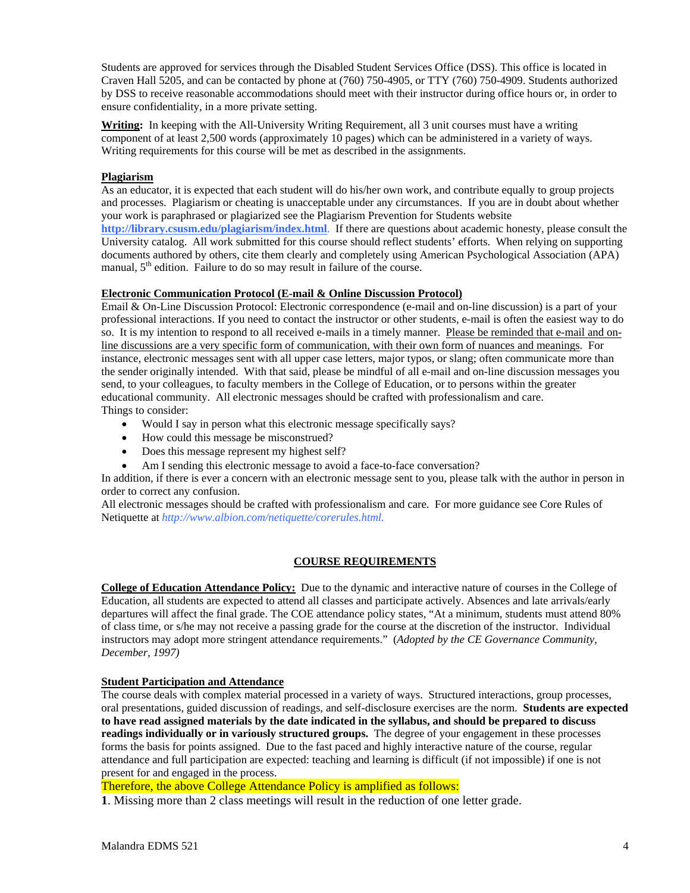Students are approved for services through the Disabled Student Services Office (DSS). This office is located in Craven Hall 5205, and can be contacted by phone at (760) 750-4905, or TTY (760) 750-4909. Students authorized by DSS to receive reasonable accommodations should meet with their instructor during office hours or, in order to ensure confidentiality, in a more private setting.

**Writing:** In keeping with the All-University Writing Requirement, all 3 unit courses must have a writing component of at least 2,500 words (approximately 10 pages) which can be administered in a variety of ways. Writing requirements for this course will be met as described in the assignments.

**Plagiarism**

As an educator, it is expected that each student will do his/her own work, and contribute equally to group projects and processes. Plagiarism or cheating is unacceptable under any circumstances. If you are in doubt about whether your work is paraphrased or plagiarized see the Plagiarism Prevention for Students website **http://library.csusm.edu/plagiarism/index.html**. If there are questions about academic honesty, please consult the University catalog. All work submitted for this course should reflect students' efforts. When relying on supporting documents authored by others, cite them clearly and completely using American Psychological Association (APA) manual, 5th edition. Failure to do so may result in failure of the course.

**Electronic Communication Protocol (E-mail & Online Discussion Protocol)**

Email & On-Line Discussion Protocol: Electronic correspondence (e-mail and on-line discussion) is a part of your professional interactions. If you need to contact the instructor or other students, e-mail is often the easiest way to do so. It is my intention to respond to all received e-mails in a timely manner. Please be reminded that e-mail and on-line discussions are a very specific form of communication, with their own form of nuances and meanings. For instance, electronic messages sent with all upper case letters, major typos, or slang; often communicate more than the sender originally intended. With that said, please be mindful of all e-mail and on-line discussion messages you send, to your colleagues, to faculty members in the College of Education, or to persons within the greater educational community. All electronic messages should be crafted with professionalism and care.

Things to consider:

- Would I say in person what this electronic message specifically says?
- How could this message be misconstrued?
- Does this message represent my highest self?
- Am I sending this electronic message to avoid a face-to-face conversation?

In addition, if there is ever a concern with an electronic message sent to you, please talk with the author in person in order to correct any confusion.

All electronic messages should be crafted with professionalism and care. For more guidance see Core Rules of Netiquette at *http://www.albion.com/netiquette/corerules.html.*

## COURSE REQUIREMENTS

**College of Education Attendance Policy:** Due to the dynamic and interactive nature of courses in the College of Education, all students are expected to attend all classes and participate actively. Absences and late arrivals/early departures will affect the final grade. The COE attendance policy states, "At a minimum, students must attend 80% of class time, or s/he may not receive a passing grade for the course at the discretion of the instructor. Individual instructors may adopt more stringent attendance requirements." (*Adopted by the CE Governance Community, December, 1997)*

**Student Participation and Attendance**

The course deals with complex material processed in a variety of ways. Structured interactions, group processes, oral presentations, guided discussion of readings, and self-disclosure exercises are the norm. **Students are expected to have read assigned materials by the date indicated in the syllabus, and should be prepared to discuss readings individually or in variously structured groups.** The degree of your engagement in these processes forms the basis for points assigned. Due to the fast paced and highly interactive nature of the course, regular attendance and full participation are expected: teaching and learning is difficult (if not impossible) if one is not present for and engaged in the process.

Therefore, the above College Attendance Policy is amplified as follows:

**1**. Missing more than 2 class meetings will result in the reduction of one letter grade.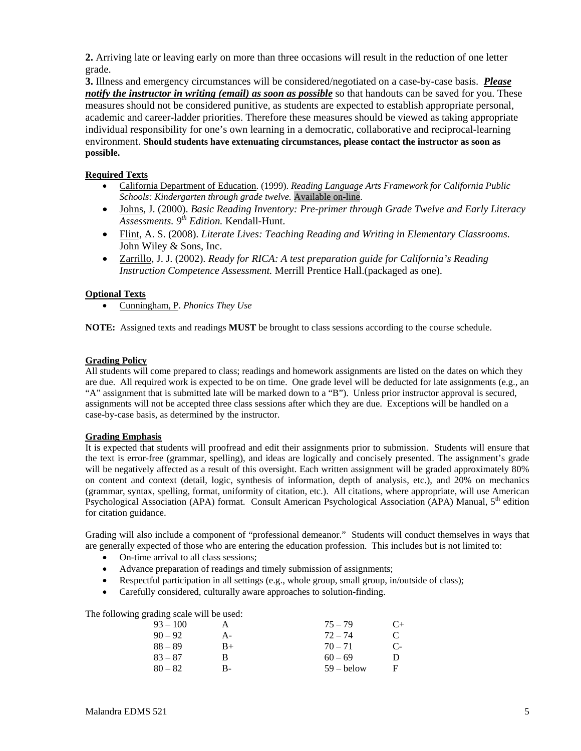**2.** Arriving late or leaving early on more than three occasions will result in the reduction of one letter grade.

**3.** Illness and emergency circumstances will be considered/negotiated on a case-by-case basis. ***Please notify the instructor in writing (email) as soon as possible*** so that handouts can be saved for you. These measures should not be considered punitive, as students are expected to establish appropriate personal, academic and career-ladder priorities. Therefore these measures should be viewed as taking appropriate individual responsibility for one's own learning in a democratic, collaborative and reciprocal-learning environment. **Should students have extenuating circumstances, please contact the instructor as soon as possible.**

**Required Texts**

- California Department of Education. (1999). *Reading Language Arts Framework for California Public Schools: Kindergarten through grade twelve.* Available on-line.
- Johns, J. (2000). *Basic Reading Inventory: Pre-primer through Grade Twelve and Early Literacy Assessments. 9th Edition.* Kendall-Hunt.
- Flint, A. S. (2008). *Literate Lives: Teaching Reading and Writing in Elementary Classrooms.* John Wiley & Sons, Inc.
- Zarrillo, J. J. (2002). *Ready for RICA: A test preparation guide for California's Reading Instruction Competence Assessment.* Merrill Prentice Hall.(packaged as one).

**Optional Texts**

- Cunningham, P. *Phonics They Use*

**NOTE:** Assigned texts and readings **MUST** be brought to class sessions according to the course schedule.

**Grading Policy**

All students will come prepared to class; readings and homework assignments are listed on the dates on which they are due. All required work is expected to be on time. One grade level will be deducted for late assignments (e.g., an "A" assignment that is submitted late will be marked down to a "B"). Unless prior instructor approval is secured, assignments will not be accepted three class sessions after which they are due. Exceptions will be handled on a case-by-case basis, as determined by the instructor.

**Grading Emphasis**

It is expected that students will proofread and edit their assignments prior to submission. Students will ensure that the text is error-free (grammar, spelling), and ideas are logically and concisely presented. The assignment's grade will be negatively affected as a result of this oversight. Each written assignment will be graded approximately 80% on content and context (detail, logic, synthesis of information, depth of analysis, etc.), and 20% on mechanics (grammar, syntax, spelling, format, uniformity of citation, etc.). All citations, where appropriate, will use American Psychological Association (APA) format. Consult American Psychological Association (APA) Manual, 5th edition for citation guidance.

Grading will also include a component of "professional demeanor." Students will conduct themselves in ways that are generally expected of those who are entering the education profession. This includes but is not limited to:

- On-time arrival to all class sessions;
- Advance preparation of readings and timely submission of assignments;
- Respectful participation in all settings (e.g., whole group, small group, in/outside of class);
- Carefully considered, culturally aware approaches to solution-finding.

The following grading scale will be used:

| | | | |
|---|---|---|---|
| 93 – 100 | A | 75 – 79 | C+ |
| 90 – 92 | A- | 72 – 74 | C |
| 88 – 89 | B+ | 70 – 71 | C- |
| 83 – 87 | B | 60 – 69 | D |
| 80 – 82 | B- | 59 – below | F |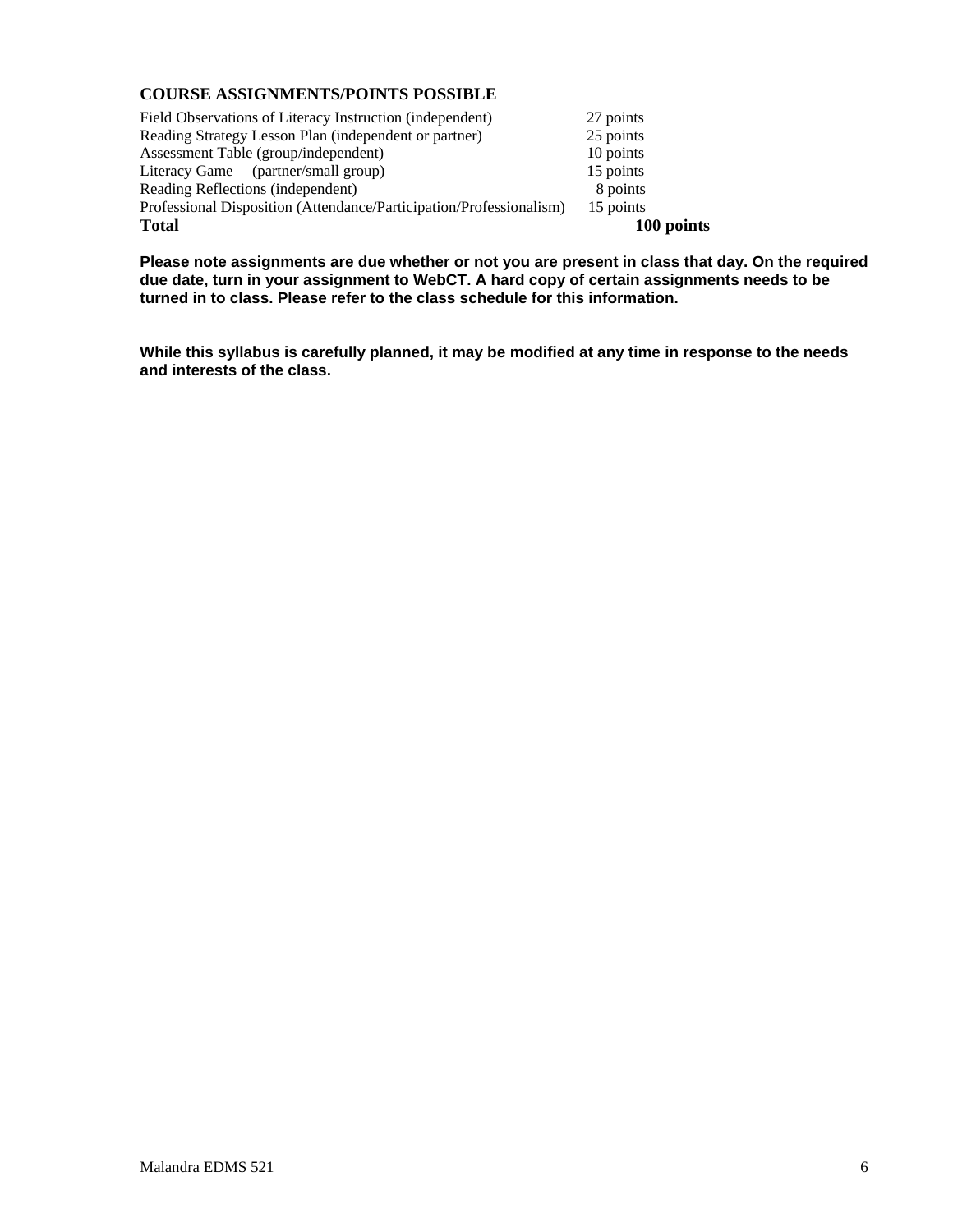### COURSE ASSIGNMENTS/POINTS POSSIBLE

| Assignment | Points |
|---|---|
| Field Observations of Literacy Instruction (independent) | 27 points |
| Reading Strategy Lesson Plan (independent or partner) | 25 points |
| Assessment Table (group/independent) | 10 points |
| Literacy Game (partner/small group) | 15 points |
| Reading Reflections (independent) | 8 points |
| Professional Disposition (Attendance/Participation/Professionalism) | 15 points |
| **Total** | **100 points** |

**Please note assignments are due whether or not you are present in class that day. On the required due date, turn in your assignment to WebCT. A hard copy of certain assignments needs to be turned in to class. Please refer to the class schedule for this information.**

**While this syllabus is carefully planned, it may be modified at any time in response to the needs and interests of the class.**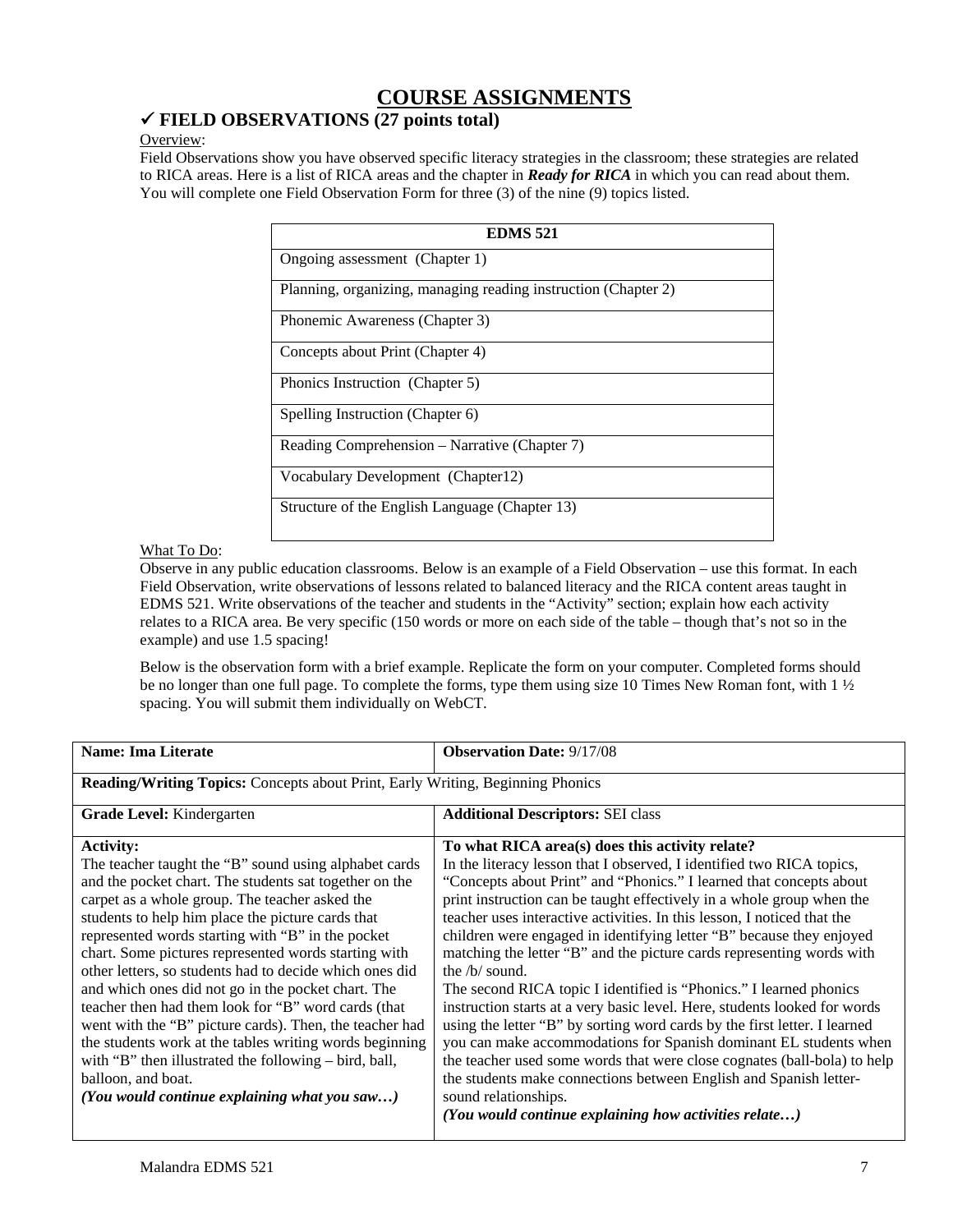# COURSE ASSIGNMENTS

## ✓ FIELD OBSERVATIONS (27 points total)

Overview:

Field Observations show you have observed specific literacy strategies in the classroom; these strategies are related to RICA areas. Here is a list of RICA areas and the chapter in ***Ready for RICA*** in which you can read about them. You will complete one Field Observation Form for three (3) of the nine (9) topics listed.

| EDMS 521 |
|---|
| Ongoing assessment (Chapter 1) |
| Planning, organizing, managing reading instruction (Chapter 2) |
| Phonemic Awareness (Chapter 3) |
| Concepts about Print (Chapter 4) |
| Phonics Instruction (Chapter 5) |
| Spelling Instruction (Chapter 6) |
| Reading Comprehension – Narrative (Chapter 7) |
| Vocabulary Development (Chapter12) |
| Structure of the English Language (Chapter 13) |

What To Do:

Observe in any public education classrooms. Below is an example of a Field Observation – use this format. In each Field Observation, write observations of lessons related to balanced literacy and the RICA content areas taught in EDMS 521. Write observations of the teacher and students in the "Activity" section; explain how each activity relates to a RICA area. Be very specific (150 words or more on each side of the table – though that's not so in the example) and use 1.5 spacing!

Below is the observation form with a brief example. Replicate the form on your computer. Completed forms should be no longer than one full page. To complete the forms, type them using size 10 Times New Roman font, with 1 ½ spacing. You will submit them individually on WebCT.

| **Name: Ima Literate** | **Observation Date:** 9/17/08 |
|---|---|
| **Reading/Writing Topics:** Concepts about Print, Early Writing, Beginning Phonics | |
| **Grade Level:** Kindergarten | **Additional Descriptors:** SEI class |
| **Activity:**<br>The teacher taught the "B" sound using alphabet cards and the pocket chart. The students sat together on the carpet as a whole group. The teacher asked the students to help him place the picture cards that represented words starting with "B" in the pocket chart. Some pictures represented words starting with other letters, so students had to decide which ones did and which ones did not go in the pocket chart. The teacher then had them look for "B" word cards (that went with the "B" picture cards). Then, the teacher had the students work at the tables writing words beginning with "B" then illustrated the following – bird, ball, balloon, and boat.<br>***(You would continue explaining what you saw…)*** | **To what RICA area(s) does this activity relate?**<br>In the literacy lesson that I observed, I identified two RICA topics, "Concepts about Print" and "Phonics." I learned that concepts about print instruction can be taught effectively in a whole group when the teacher uses interactive activities. In this lesson, I noticed that the children were engaged in identifying letter "B" because they enjoyed matching the letter "B" and the picture cards representing words with the /b/ sound.<br>The second RICA topic I identified is "Phonics." I learned phonics instruction starts at a very basic level. Here, students looked for words using the letter "B" by sorting word cards by the first letter. I learned you can make accommodations for Spanish dominant EL students when the teacher used some words that were close cognates (ball-bola) to help the students make connections between English and Spanish letter-sound relationships.<br>***(You would continue explaining how activities relate…)*** |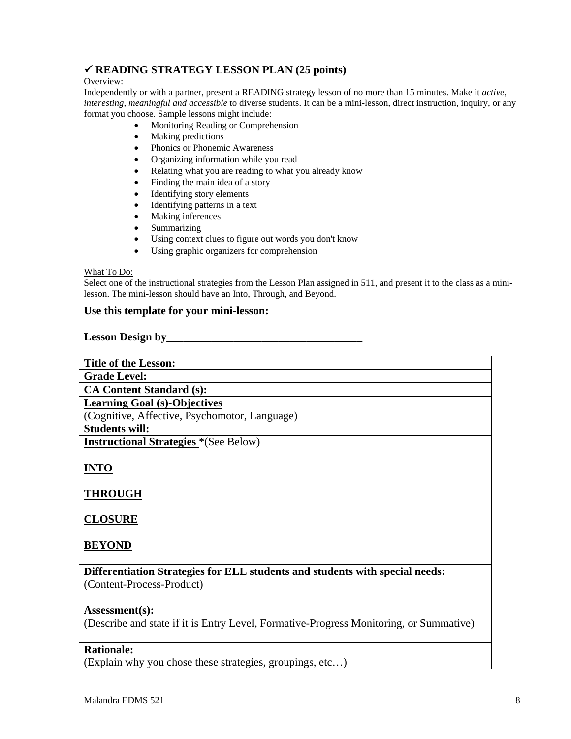## ✓ READING STRATEGY LESSON PLAN (25 points)

Overview:

Independently or with a partner, present a READING strategy lesson of no more than 15 minutes. Make it *active, interesting, meaningful and accessible* to diverse students. It can be a mini-lesson, direct instruction, inquiry, or any format you choose. Sample lessons might include:

- Monitoring Reading or Comprehension
- Making predictions
- Phonics or Phonemic Awareness
- Organizing information while you read
- Relating what you are reading to what you already know
- Finding the main idea of a story
- Identifying story elements
- Identifying patterns in a text
- Making inferences
- Summarizing
- Using context clues to figure out words you don't know
- Using graphic organizers for comprehension

What To Do:

Select one of the instructional strategies from the Lesson Plan assigned in 511, and present it to the class as a mini-lesson. The mini-lesson should have an Into, Through, and Beyond.

**Use this template for your mini-lesson:**

**Lesson Design by___________________________________**

| **Title of the Lesson:** |
|---|
| **Grade Level:** |
| **CA Content Standard (s):** |
| **Learning Goal (s)-Objectives**<br>(Cognitive, Affective, Psychomotor, Language)<br>**Students will:** |
| **Instructional Strategies** *(See Below)<br><br>**INTO**<br><br>**THROUGH**<br><br>**CLOSURE**<br><br>**BEYOND** |
| **Differentiation Strategies for ELL students and students with special needs:**<br>(Content-Process-Product) |
| **Assessment(s):**<br>(Describe and state if it is Entry Level, Formative-Progress Monitoring, or Summative) |
| **Rationale:**<br>(Explain why you chose these strategies, groupings, etc…) |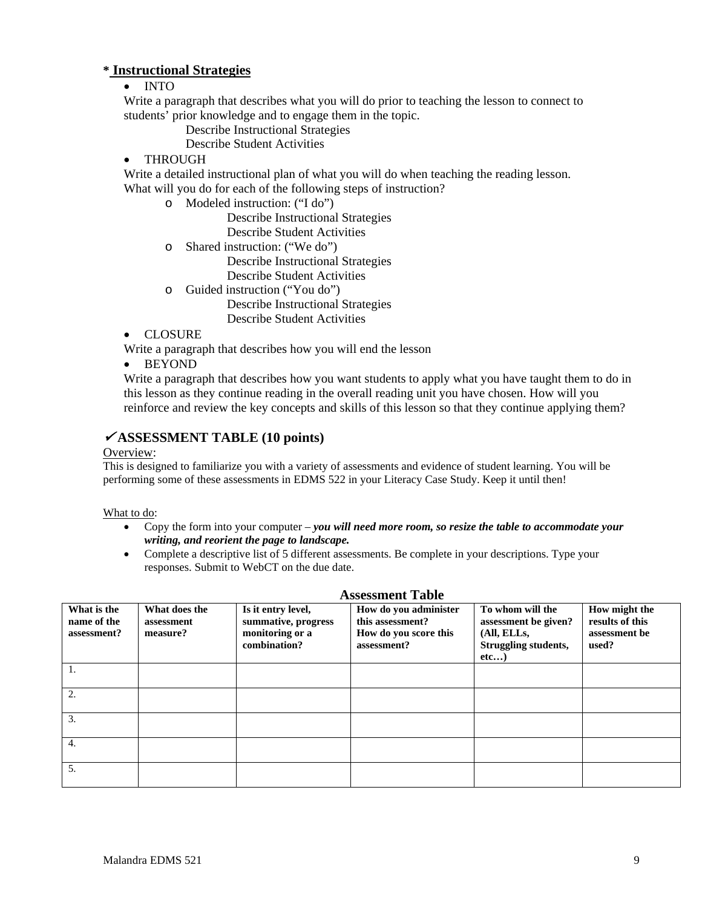**\* Instructional Strategies**

- INTO

Write a paragraph that describes what you will do prior to teaching the lesson to connect to students' prior knowledge and to engage them in the topic.

Describe Instructional Strategies
Describe Student Activities

- THROUGH

Write a detailed instructional plan of what you will do when teaching the reading lesson. What will you do for each of the following steps of instruction?

  - Modeled instruction: ("I do")
    Describe Instructional Strategies
    Describe Student Activities
  - Shared instruction: ("We do")
    Describe Instructional Strategies
    Describe Student Activities
  - Guided instruction ("You do")
    Describe Instructional Strategies
    Describe Student Activities

- CLOSURE

Write a paragraph that describes how you will end the lesson

- BEYOND

Write a paragraph that describes how you want students to apply what you have taught them to do in this lesson as they continue reading in the overall reading unit you have chosen. How will you reinforce and review the key concepts and skills of this lesson so that they continue applying them?

## ✔ASSESSMENT TABLE (10 points)

Overview:

This is designed to familiarize you with a variety of assessments and evidence of student learning. You will be performing some of these assessments in EDMS 522 in your Literacy Case Study. Keep it until then!

What to do:

- Copy the form into your computer – ***you will need more room, so resize the table to accommodate your writing, and reorient the page to landscape.***
- Complete a descriptive list of 5 different assessments. Be complete in your descriptions. Type your responses. Submit to WebCT on the due date.

**Assessment Table**

| What is the name of the assessment? | What does the assessment measure? | Is it entry level, summative, progress monitoring or a combination? | How do you administer this assessment? How do you score this assessment? | To whom will the assessment be given? (All, ELLs, Struggling students, etc…) | How might the results of this assessment be used? |
|---|---|---|---|---|---|
| 1. | | | | | |
| 2. | | | | | |
| 3. | | | | | |
| 4. | | | | | |
| 5. | | | | | |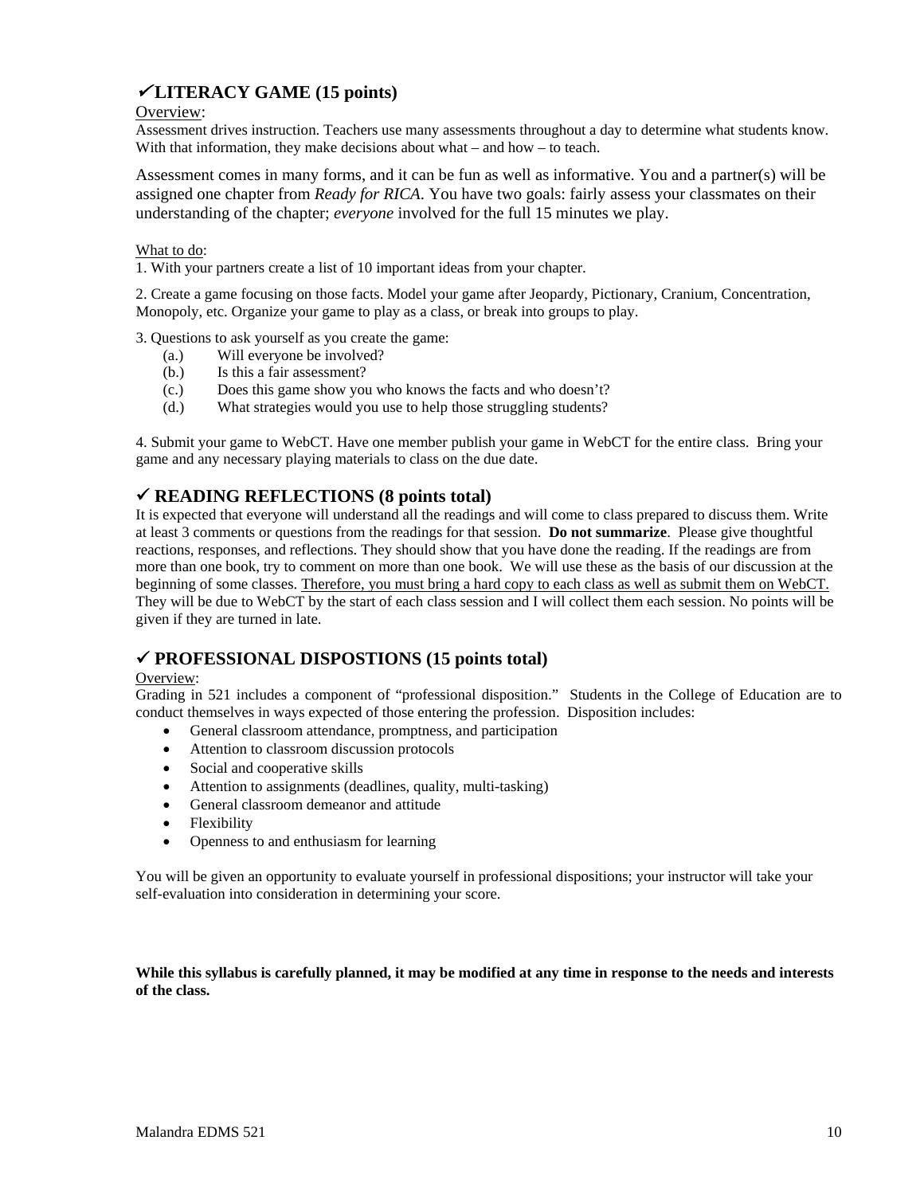### ✔LITERACY GAME (15 points)

Overview:

Assessment drives instruction. Teachers use many assessments throughout a day to determine what students know. With that information, they make decisions about what – and how – to teach.

Assessment comes in many forms, and it can be fun as well as informative. You and a partner(s) will be assigned one chapter from *Ready for RICA*. You have two goals: fairly assess your classmates on their understanding of the chapter; *everyone* involved for the full 15 minutes we play.

What to do:

1. With your partners create a list of 10 important ideas from your chapter.

2. Create a game focusing on those facts. Model your game after Jeopardy, Pictionary, Cranium, Concentration, Monopoly, etc. Organize your game to play as a class, or break into groups to play.

3. Questions to ask yourself as you create the game:
   - (a.) Will everyone be involved?
   - (b.) Is this a fair assessment?
   - (c.) Does this game show you who knows the facts and who doesn't?
   - (d.) What strategies would you use to help those struggling students?

4. Submit your game to WebCT. Have one member publish your game in WebCT for the entire class. Bring your game and any necessary playing materials to class on the due date.

### ✔ READING REFLECTIONS (8 points total)

It is expected that everyone will understand all the readings and will come to class prepared to discuss them. Write at least 3 comments or questions from the readings for that session. **Do not summarize**. Please give thoughtful reactions, responses, and reflections. They should show that you have done the reading. If the readings are from more than one book, try to comment on more than one book. We will use these as the basis of our discussion at the beginning of some classes. <u>Therefore, you must bring a hard copy to each class as well as submit them on WebCT.</u> They will be due to WebCT by the start of each class session and I will collect them each session. No points will be given if they are turned in late.

### ✔ PROFESSIONAL DISPOSTIONS (15 points total)

Overview:

Grading in 521 includes a component of "professional disposition." Students in the College of Education are to conduct themselves in ways expected of those entering the profession. Disposition includes:

- General classroom attendance, promptness, and participation
- Attention to classroom discussion protocols
- Social and cooperative skills
- Attention to assignments (deadlines, quality, multi-tasking)
- General classroom demeanor and attitude
- Flexibility
- Openness to and enthusiasm for learning

You will be given an opportunity to evaluate yourself in professional dispositions; your instructor will take your self-evaluation into consideration in determining your score.

**While this syllabus is carefully planned, it may be modified at any time in response to the needs and interests of the class.**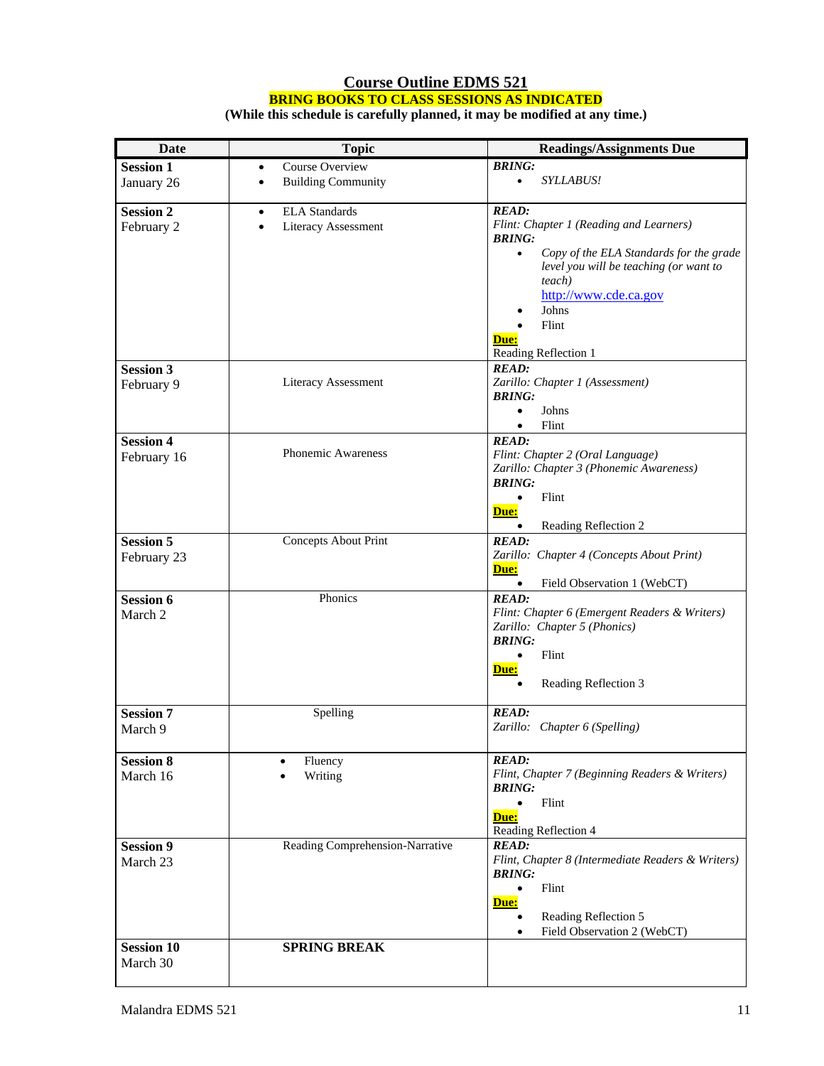## Course Outline EDMS 521

**BRING BOOKS TO CLASS SESSIONS AS INDICATED**

**(While this schedule is carefully planned, it may be modified at any time.)**

| Date | Topic | Readings/Assignments Due |
|---|---|---|
| **Session 1**<br>January 26 | • Course Overview<br>• Building Community | ***BRING:***<br>• *SYLLABUS!* |
| **Session 2**<br>February 2 | • ELA Standards<br>• Literacy Assessment | ***READ:***<br>*Flint: Chapter 1 (Reading and Learners)*<br>***BRING:***<br>• *Copy of the ELA Standards for the grade level you will be teaching (or want to teach)* http://www.cde.ca.gov<br>• Johns<br>• Flint<br>**Due:**<br>Reading Reflection 1 |
| **Session 3**<br>February 9 | Literacy Assessment | ***READ:***<br>*Zarillo: Chapter 1 (Assessment)*<br>***BRING:***<br>• Johns<br>• Flint |
| **Session 4**<br>February 16 | Phonemic Awareness | ***READ:***<br>*Flint: Chapter 2 (Oral Language)*<br>*Zarillo: Chapter 3 (Phonemic Awareness)*<br>***BRING:***<br>• Flint<br>**Due:**<br>• Reading Reflection 2 |
| **Session 5**<br>February 23 | Concepts About Print | ***READ:***<br>*Zarillo: Chapter 4 (Concepts About Print)*<br>**Due:**<br>• Field Observation 1 (WebCT) |
| **Session 6**<br>March 2 | Phonics | ***READ:***<br>*Flint: Chapter 6 (Emergent Readers & Writers)*<br>*Zarillo: Chapter 5 (Phonics)*<br>***BRING:***<br>• Flint<br>**Due:**<br>• Reading Reflection 3 |
| **Session 7**<br>March 9 | Spelling | ***READ:***<br>*Zarillo: Chapter 6 (Spelling)* |
| **Session 8**<br>March 16 | • Fluency<br>• Writing | ***READ:***<br>*Flint, Chapter 7 (Beginning Readers & Writers)*<br>***BRING:***<br>• Flint<br>**Due:**<br>Reading Reflection 4 |
| **Session 9**<br>March 23 | Reading Comprehension-Narrative | ***READ:***<br>*Flint, Chapter 8 (Intermediate Readers & Writers)*<br>***BRING:***<br>• Flint<br>**Due:**<br>• Reading Reflection 5<br>• Field Observation 2 (WebCT) |
| **Session 10**<br>March 30 | **SPRING BREAK** | |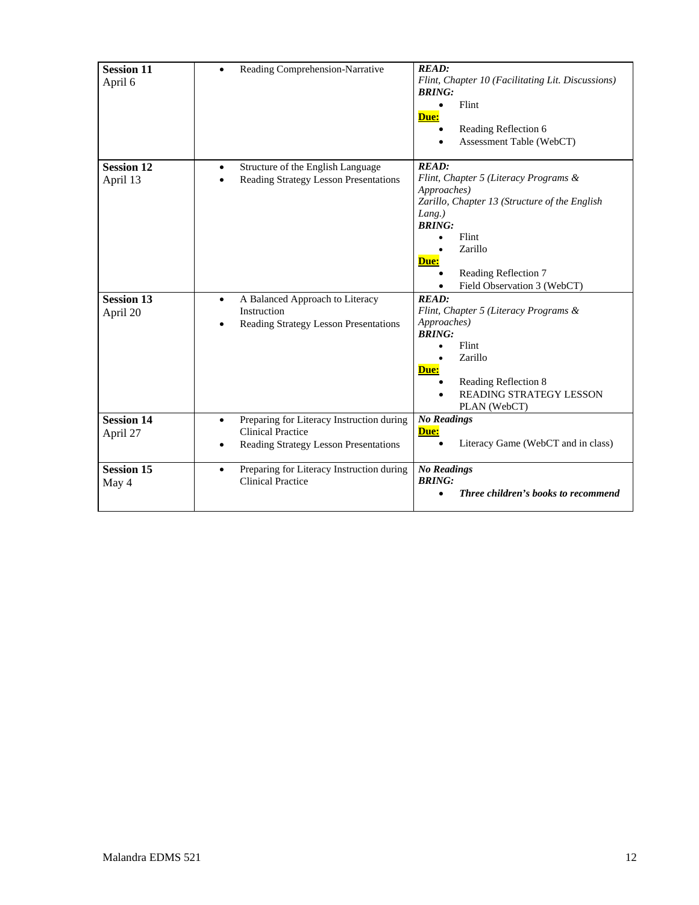| | | |
|---|---|---|
| **Session 11**<br>April 6 | • Reading Comprehension-Narrative | ***READ:***<br>*Flint, Chapter 10 (Facilitating Lit. Discussions)*<br>***BRING:***<br>• Flint<br>**Due:**<br>• Reading Reflection 6<br>• Assessment Table (WebCT) |
| **Session 12**<br>April 13 | • Structure of the English Language<br>• Reading Strategy Lesson Presentations | ***READ:***<br>*Flint, Chapter 5 (Literacy Programs & Approaches)*<br>*Zarillo, Chapter 13 (Structure of the English Lang.)*<br>***BRING:***<br>• Flint<br>• Zarillo<br>**Due:**<br>• Reading Reflection 7<br>• Field Observation 3 (WebCT) |
| **Session 13**<br>April 20 | • A Balanced Approach to Literacy Instruction<br>• Reading Strategy Lesson Presentations | ***READ:***<br>*Flint, Chapter 5 (Literacy Programs & Approaches)*<br>***BRING:***<br>• Flint<br>• Zarillo<br>**Due:**<br>• Reading Reflection 8<br>• READING STRATEGY LESSON PLAN (WebCT) |
| **Session 14**<br>April 27 | • Preparing for Literacy Instruction during Clinical Practice<br>• Reading Strategy Lesson Presentations | ***No Readings***<br>**Due:**<br>• Literacy Game (WebCT and in class) |
| **Session 15**<br>May 4 | • Preparing for Literacy Instruction during Clinical Practice | ***No Readings***<br>***BRING:***<br>• ***Three children's books to recommend*** |